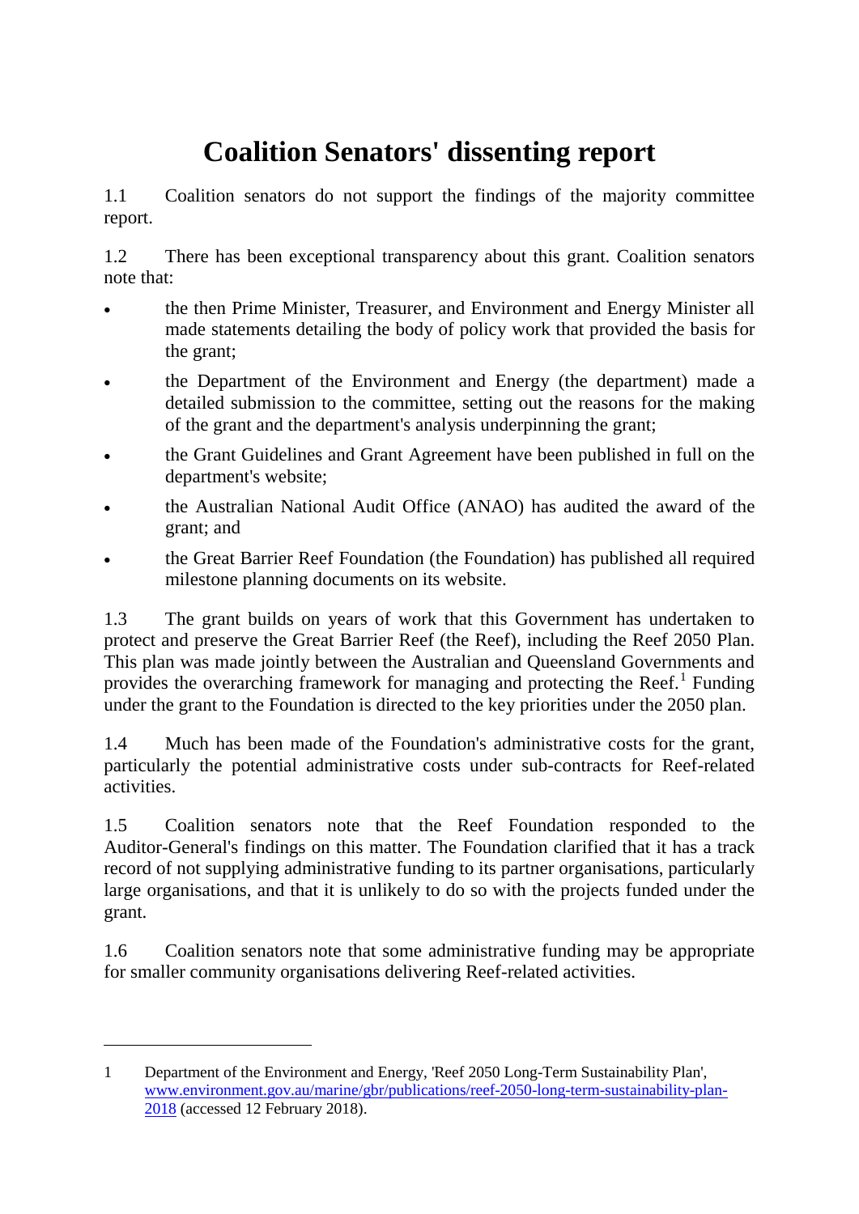# Coalition Senators' dissenting report

1.1 Coalition senators do not support the findings of the majority committee report.

1.2 There has been exceptional transparency about this grant. Coalition senators note that:

- the then Prime Minister, Treasurer, and Environment and Energy Minister all made statements detailing the body of policy work that provided the basis for the grant;
- the Department of the Environment and Energy (the department) made a detailed submission to the committee, setting out the reasons for the making of the grant and the department's analysis underpinning the grant;
- the Grant Guidelines and Grant Agreement have been published in full on the department's website;
- the Australian National Audit Office (ANAO) has audited the award of the grant; and
- the Great Barrier Reef Foundation (the Foundation) has published all required milestone planning documents on its website.

1.3 The grant builds on years of work that this Government has undertaken to protect and preserve the Great Barrier Reef (the Reef), including the Reef 2050 Plan. This plan was made jointly between the Australian and Queensland Governments and provides the overarching framework for managing and protecting the Reef.[1] Funding under the grant to the Foundation is directed to the key priorities under the 2050 plan.

1.4 Much has been made of the Foundation's administrative costs for the grant, particularly the potential administrative costs under sub-contracts for Reef-related activities.

1.5 Coalition senators note that the Reef Foundation responded to the Auditor-General's findings on this matter. The Foundation clarified that it has a track record of not supplying administrative funding to its partner organisations, particularly large organisations, and that it is unlikely to do so with the projects funded under the grant.

1.6 Coalition senators note that some administrative funding may be appropriate for smaller community organisations delivering Reef-related activities.

---

1 Department of the Environment and Energy, 'Reef 2050 Long-Term Sustainability Plan', www.environment.gov.au/marine/gbr/publications/reef-2050-long-term-sustainability-plan-2018 (accessed 12 February 2018).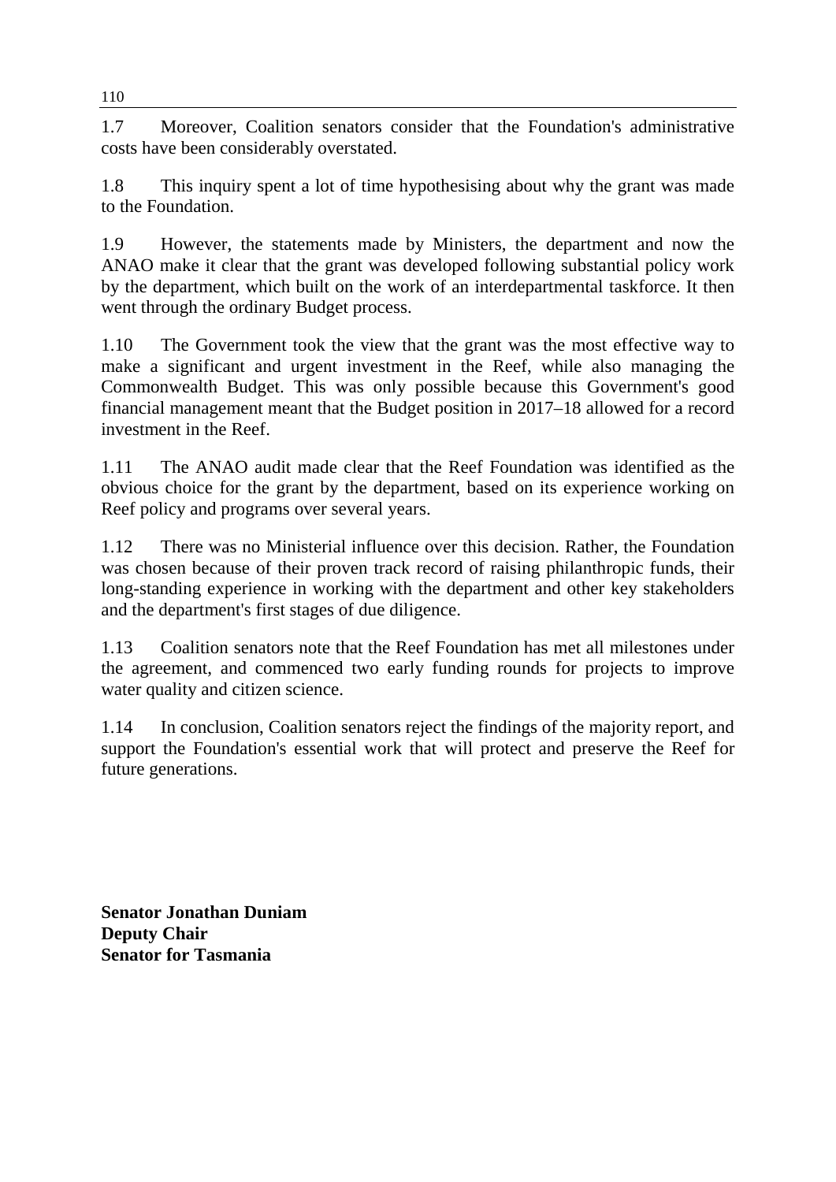1.7 Moreover, Coalition senators consider that the Foundation's administrative costs have been considerably overstated.

1.8 This inquiry spent a lot of time hypothesising about why the grant was made to the Foundation.

1.9 However, the statements made by Ministers, the department and now the ANAO make it clear that the grant was developed following substantial policy work by the department, which built on the work of an interdepartmental taskforce. It then went through the ordinary Budget process.

1.10 The Government took the view that the grant was the most effective way to make a significant and urgent investment in the Reef, while also managing the Commonwealth Budget. This was only possible because this Government's good financial management meant that the Budget position in 2017–18 allowed for a record investment in the Reef.

1.11 The ANAO audit made clear that the Reef Foundation was identified as the obvious choice for the grant by the department, based on its experience working on Reef policy and programs over several years.

1.12 There was no Ministerial influence over this decision. Rather, the Foundation was chosen because of their proven track record of raising philanthropic funds, their long-standing experience in working with the department and other key stakeholders and the department's first stages of due diligence.

1.13 Coalition senators note that the Reef Foundation has met all milestones under the agreement, and commenced two early funding rounds for projects to improve water quality and citizen science.

1.14 In conclusion, Coalition senators reject the findings of the majority report, and support the Foundation's essential work that will protect and preserve the Reef for future generations.

**Senator Jonathan Duniam**
**Deputy Chair**
**Senator for Tasmania**